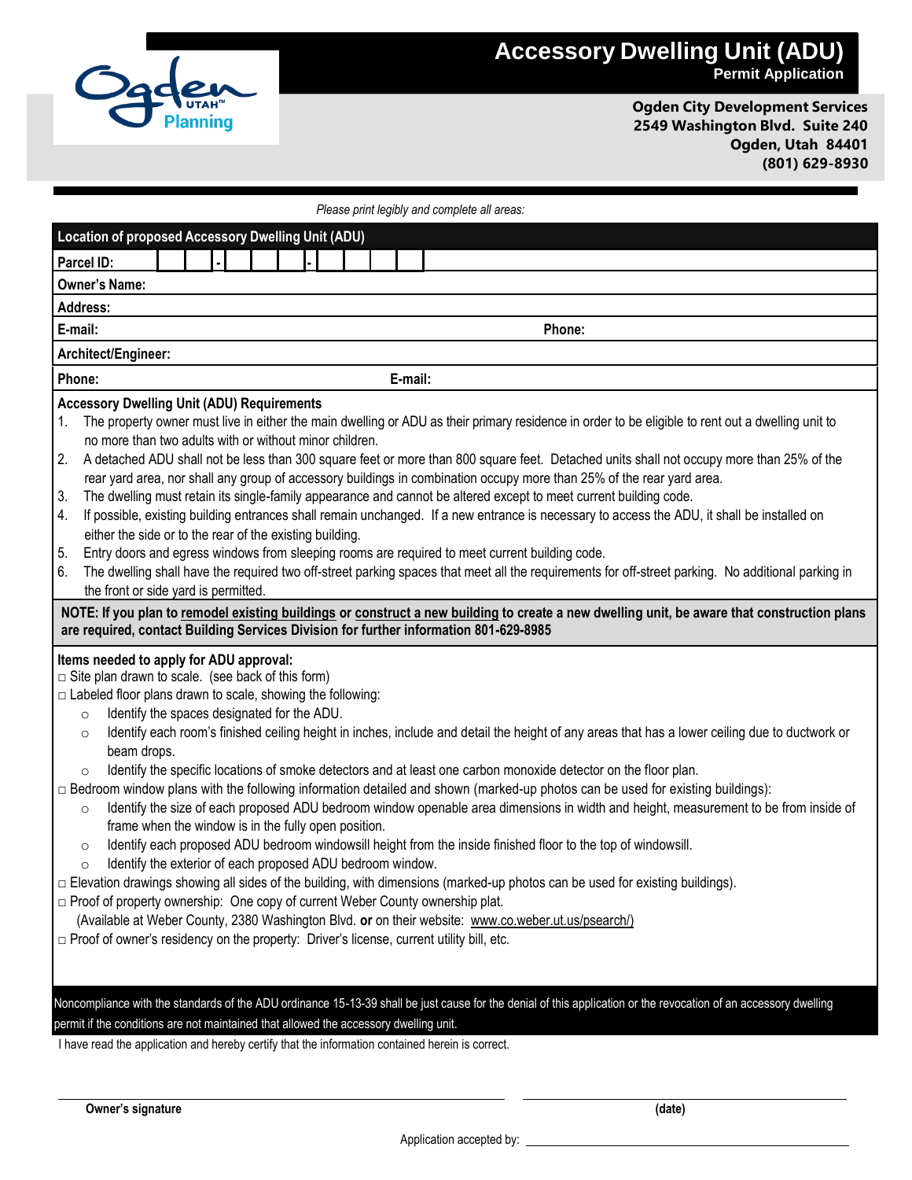# Accessory Dwelling Unit (ADU)

**Permit Application**

**Ogden City Development Services**
**2549 Washington Blvd. Suite 240**
**Ogden, Utah 84401**
**(801) 629-8930**

*Please print legibly and complete all areas:*

## Location of proposed Accessory Dwelling Unit (ADU)

| | |
|---|---|
| **Parcel ID:** __ __ - __ __ __ - __ __ __ __ | |
| **Owner's Name:** | |
| **Address:** | |
| **E-mail:** | **Phone:** |
| **Architect/Engineer:** | |
| **Phone:** | **E-mail:** |

### Accessory Dwelling Unit (ADU) Requirements

1. The property owner must live in either the main dwelling or ADU as their primary residence in order to be eligible to rent out a dwelling unit to no more than two adults with or without minor children.
2. A detached ADU shall not be less than 300 square feet or more than 800 square feet. Detached units shall not occupy more than 25% of the rear yard area, nor shall any group of accessory buildings in combination occupy more than 25% of the rear yard area.
3. The dwelling must retain its single-family appearance and cannot be altered except to meet current building code.
4. If possible, existing building entrances shall remain unchanged. If a new entrance is necessary to access the ADU, it shall be installed on either the side or to the rear of the existing building.
5. Entry doors and egress windows from sleeping rooms are required to meet current building code.
6. The dwelling shall have the required two off-street parking spaces that meet all the requirements for off-street parking. No additional parking in the front or side yard is permitted.

**NOTE: If you plan to remodel existing buildings or construct a new building to create a new dwelling unit, be aware that construction plans are required, contact Building Services Division for further information 801-629-8985**

### Items needed to apply for ADU approval:

- □ Site plan drawn to scale. (see back of this form)
- □ Labeled floor plans drawn to scale, showing the following:
  - Identify the spaces designated for the ADU.
  - Identify each room's finished ceiling height in inches, include and detail the height of any areas that has a lower ceiling due to ductwork or beam drops.
  - Identify the specific locations of smoke detectors and at least one carbon monoxide detector on the floor plan.
- □ Bedroom window plans with the following information detailed and shown (marked-up photos can be used for existing buildings):
  - Identify the size of each proposed ADU bedroom window openable area dimensions in width and height, measurement to be from inside of frame when the window is in the fully open position.
  - Identify each proposed ADU bedroom windowsill height from the inside finished floor to the top of windowsill.
  - Identify the exterior of each proposed ADU bedroom window.
- □ Elevation drawings showing all sides of the building, with dimensions (marked-up photos can be used for existing buildings).
- □ Proof of property ownership: One copy of current Weber County ownership plat.
  (Available at Weber County, 2380 Washington Blvd. **or** on their website: www.co.weber.ut.us/psearch/)
- □ Proof of owner's residency on the property: Driver's license, current utility bill, etc.

Noncompliance with the standards of the ADU ordinance 15-13-39 shall be just cause for the denial of this application or the revocation of an accessory dwelling permit if the conditions are not maintained that allowed the accessory dwelling unit.

I have read the application and hereby certify that the information contained herein is correct.

______________________________ ______________________________
**Owner's signature** **(date)**

Application accepted by: ______________________________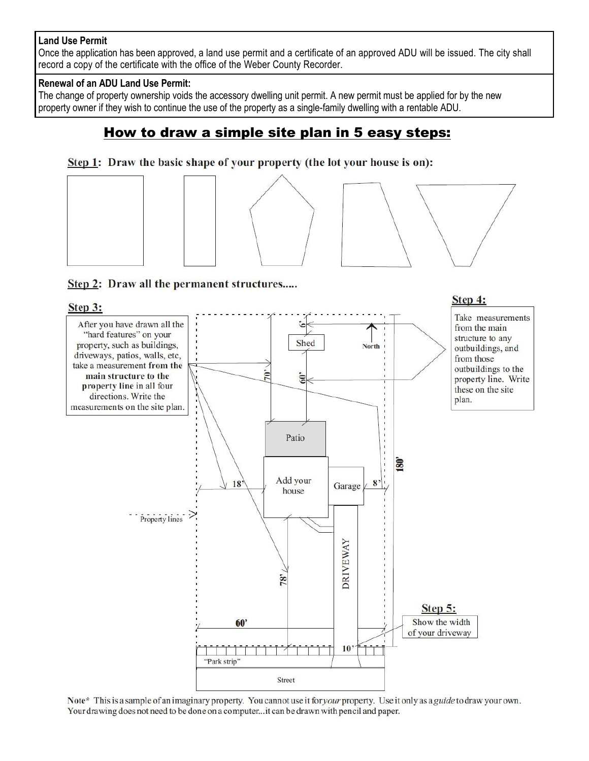**Land Use Permit**
Once the application has been approved, a land use permit and a certificate of an approved ADU will be issued. The city shall record a copy of the certificate with the office of the Weber County Recorder.

**Renewal of an ADU Land Use Permit:**
The change of property ownership voids the accessory dwelling unit permit. A new permit must be applied for by the new property owner if they wish to continue the use of the property as a single-family dwelling with a rentable ADU.

## How to draw a simple site plan in 5 easy steps:

**Step 1:** Draw the basic shape of your property (the lot your house is on):

**Step 2:** Draw all the permanent structures.....

**Step 3:**
After you have drawn all the "hard features" on your property, such as buildings, driveways, patios, walls, etc, take a measurement **from the main structure to the property line** in all four directions. Write the measurements on the site plan.

**Step 4:**
Take measurements from the main structure to any outbuildings, and from those outbuildings to the property line. Write these on the site plan.

Shed
North
6'
70'
60'
Patio
Add your house
Garage
18'
8'
180'
Property lines
78'
DRIVEWAY
60'
10'
"Park strip"
Street

**Step 5:**
Show the width of your driveway

Note* This is a sample of an imaginary property. You cannot use it for *your* property. Use it only as a *guide* to draw your own. Your drawing does not need to be done on a computer...it can be drawn with pencil and paper.